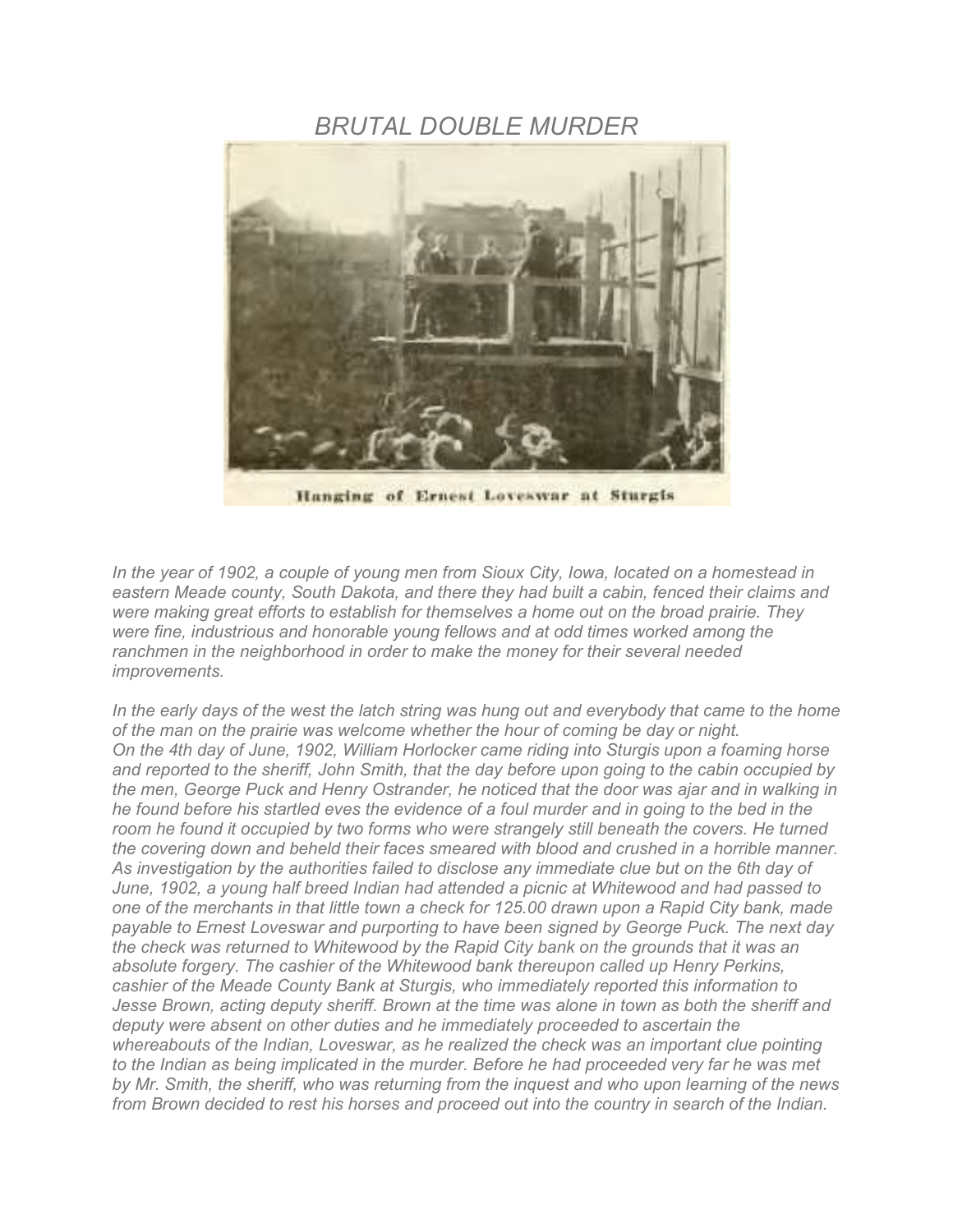# *BRUTAL DOUBLE MURDER*

Hanging of Ernest Loveswar at Sturgis

*In the year of 1902, a couple of young men from Sioux City, Iowa, located on a homestead in eastern Meade county, South Dakota, and there they had built a cabin, fenced their claims and were making great efforts to establish for themselves a home out on the broad prairie. They were fine, industrious and honorable young fellows and at odd times worked among the ranchmen in the neighborhood in order to make the money for their several needed improvements.*

*In the early days of the west the latch string was hung out and everybody that came to the home of the man on the prairie was welcome whether the hour of coming be day or night.*
*On the 4th day of June, 1902, William Horlocker came riding into Sturgis upon a foaming horse and reported to the sheriff, John Smith, that the day before upon going to the cabin occupied by the men, George Puck and Henry Ostrander, he noticed that the door was ajar and in walking in he found before his startled eves the evidence of a foul murder and in going to the bed in the room he found it occupied by two forms who were strangely still beneath the covers. He turned the covering down and beheld their faces smeared with blood and crushed in a horrible manner. As investigation by the authorities failed to disclose any immediate clue but on the 6th day of June, 1902, a young half breed Indian had attended a picnic at Whitewood and had passed to one of the merchants in that little town a check for 125.00 drawn upon a Rapid City bank, made payable to Ernest Loveswar and purporting to have been signed by George Puck. The next day the check was returned to Whitewood by the Rapid City bank on the grounds that it was an absolute forgery. The cashier of the Whitewood bank thereupon called up Henry Perkins, cashier of the Meade County Bank at Sturgis, who immediately reported this information to Jesse Brown, acting deputy sheriff. Brown at the time was alone in town as both the sheriff and deputy were absent on other duties and he immediately proceeded to ascertain the whereabouts of the Indian, Loveswar, as he realized the check was an important clue pointing to the Indian as being implicated in the murder. Before he had proceeded very far he was met by Mr. Smith, the sheriff, who was returning from the inquest and who upon learning of the news from Brown decided to rest his horses and proceed out into the country in search of the Indian.*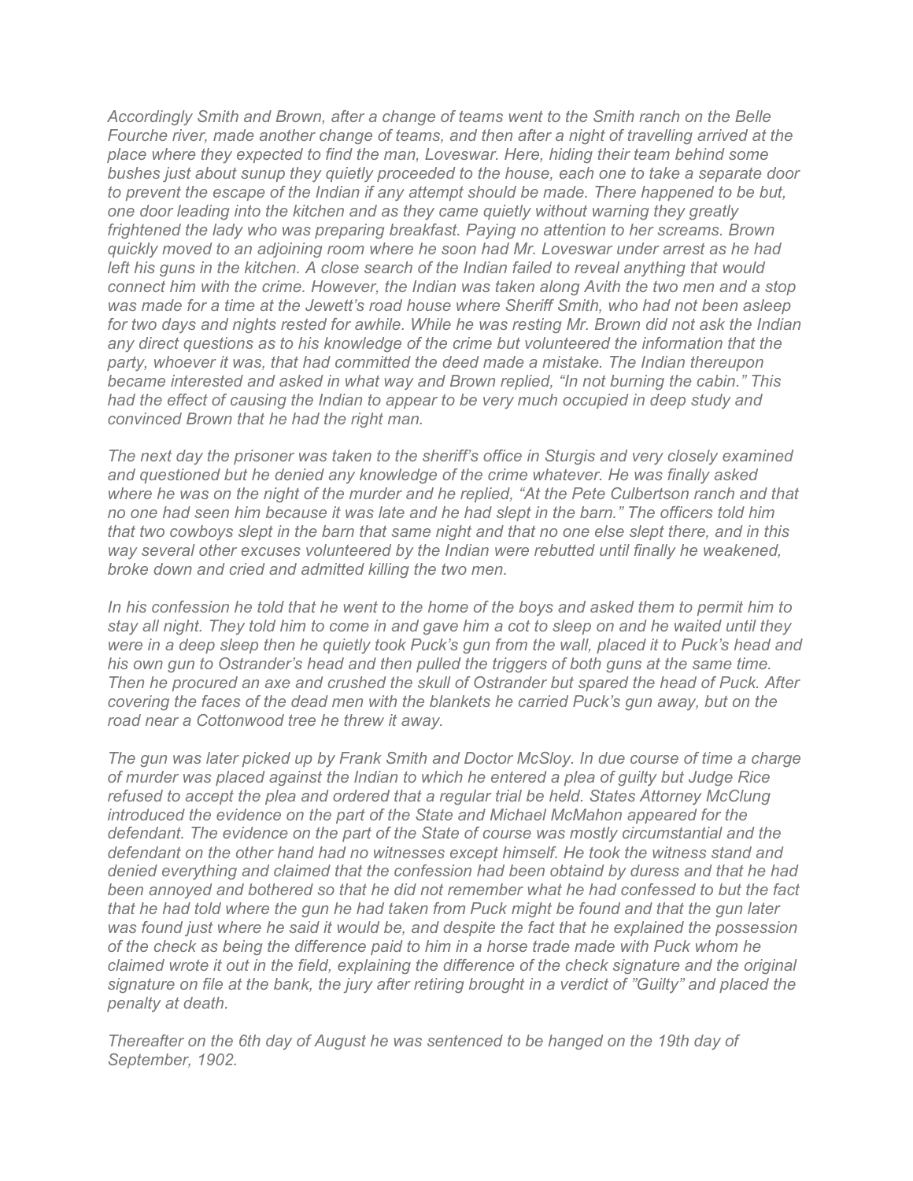*Accordingly Smith and Brown, after a change of teams went to the Smith ranch on the Belle Fourche river, made another change of teams, and then after a night of travelling arrived at the place where they expected to find the man, Loveswar. Here, hiding their team behind some bushes just about sunup they quietly proceeded to the house, each one to take a separate door to prevent the escape of the Indian if any attempt should be made. There happened to be but, one door leading into the kitchen and as they came quietly without warning they greatly frightened the lady who was preparing breakfast. Paying no attention to her screams. Brown quickly moved to an adjoining room where he soon had Mr. Loveswar under arrest as he had left his guns in the kitchen. A close search of the Indian failed to reveal anything that would connect him with the crime. However, the Indian was taken along Avith the two men and a stop was made for a time at the Jewett's road house where Sheriff Smith, who had not been asleep for two days and nights rested for awhile. While he was resting Mr. Brown did not ask the Indian any direct questions as to his knowledge of the crime but volunteered the information that the party, whoever it was, that had committed the deed made a mistake. The Indian thereupon became interested and asked in what way and Brown replied, "In not burning the cabin." This had the effect of causing the Indian to appear to be very much occupied in deep study and convinced Brown that he had the right man.*

*The next day the prisoner was taken to the sheriff's office in Sturgis and very closely examined and questioned but he denied any knowledge of the crime whatever. He was finally asked where he was on the night of the murder and he replied, "At the Pete Culbertson ranch and that no one had seen him because it was late and he had slept in the barn." The officers told him that two cowboys slept in the barn that same night and that no one else slept there, and in this way several other excuses volunteered by the Indian were rebutted until finally he weakened, broke down and cried and admitted killing the two men.*

*In his confession he told that he went to the home of the boys and asked them to permit him to stay all night. They told him to come in and gave him a cot to sleep on and he waited until they were in a deep sleep then he quietly took Puck's gun from the wall, placed it to Puck's head and his own gun to Ostrander's head and then pulled the triggers of both guns at the same time. Then he procured an axe and crushed the skull of Ostrander but spared the head of Puck. After covering the faces of the dead men with the blankets he carried Puck's gun away, but on the road near a Cottonwood tree he threw it away.*

*The gun was later picked up by Frank Smith and Doctor McSloy. In due course of time a charge of murder was placed against the Indian to which he entered a plea of guilty but Judge Rice refused to accept the plea and ordered that a regular trial be held. States Attorney McClung introduced the evidence on the part of the State and Michael McMahon appeared for the defendant. The evidence on the part of the State of course was mostly circumstantial and the defendant on the other hand had no witnesses except himself. He took the witness stand and denied everything and claimed that the confession had been obtaind by duress and that he had been annoyed and bothered so that he did not remember what he had confessed to but the fact that he had told where the gun he had taken from Puck might be found and that the gun later was found just where he said it would be, and despite the fact that he explained the possession of the check as being the difference paid to him in a horse trade made with Puck whom he claimed wrote it out in the field, explaining the difference of the check signature and the original signature on file at the bank, the jury after retiring brought in a verdict of "Guilty" and placed the penalty at death.*

*Thereafter on the 6th day of August he was sentenced to be hanged on the 19th day of September, 1902.*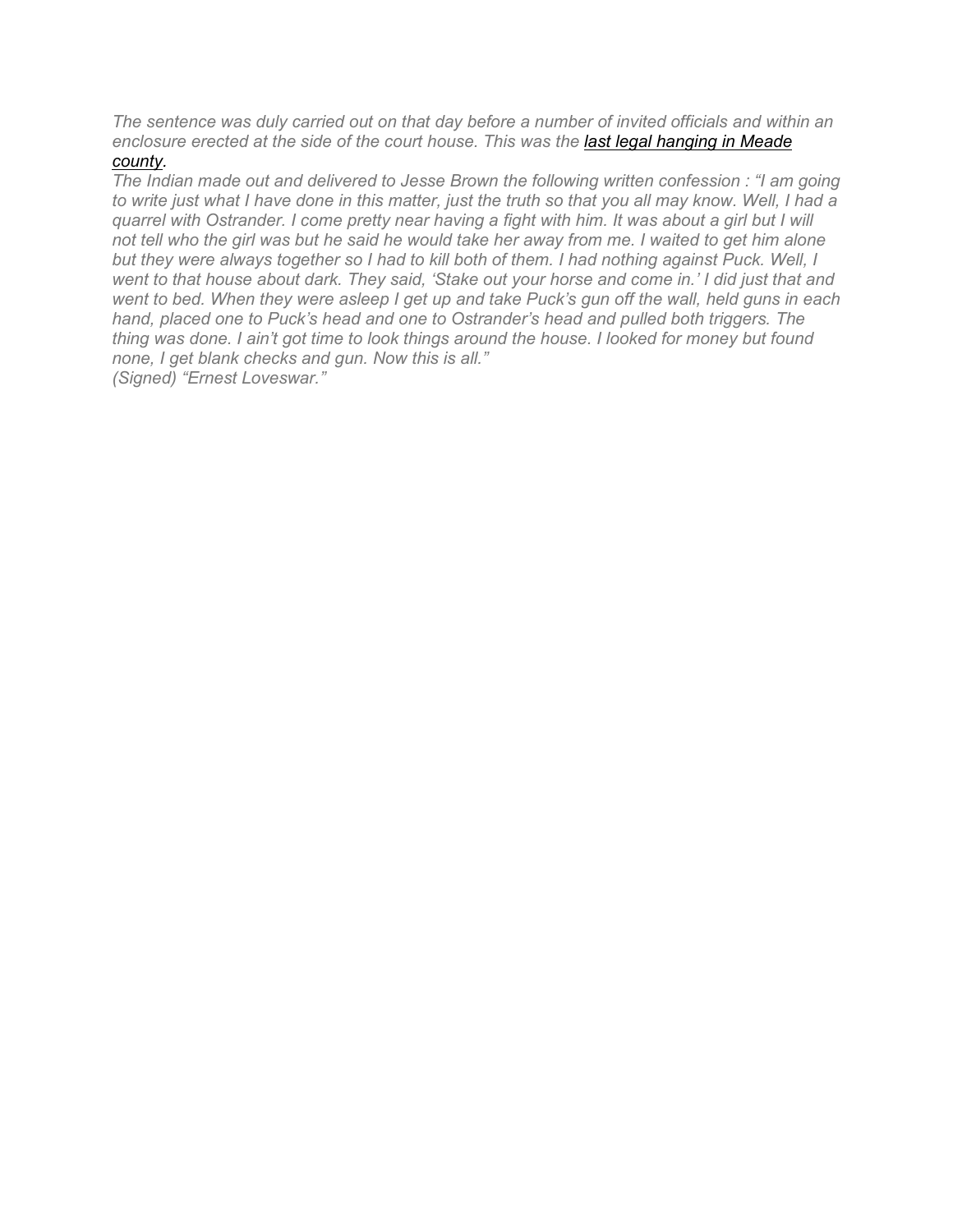*The sentence was duly carried out on that day before a number of invited officials and within an enclosure erected at the side of the court house. This was the [last legal hanging in Meade county](#).*

*The Indian made out and delivered to Jesse Brown the following written confession : "I am going to write just what I have done in this matter, just the truth so that you all may know. Well, I had a quarrel with Ostrander. I come pretty near having a fight with him. It was about a girl but I will not tell who the girl was but he said he would take her away from me. I waited to get him alone but they were always together so I had to kill both of them. I had nothing against Puck. Well, I went to that house about dark. They said, 'Stake out your horse and come in.' I did just that and went to bed. When they were asleep I get up and take Puck's gun off the wall, held guns in each hand, placed one to Puck's head and one to Ostrander's head and pulled both triggers. The thing was done. I ain't got time to look things around the house. I looked for money but found none, I get blank checks and gun. Now this is all."*

*(Signed) "Ernest Loveswar."*